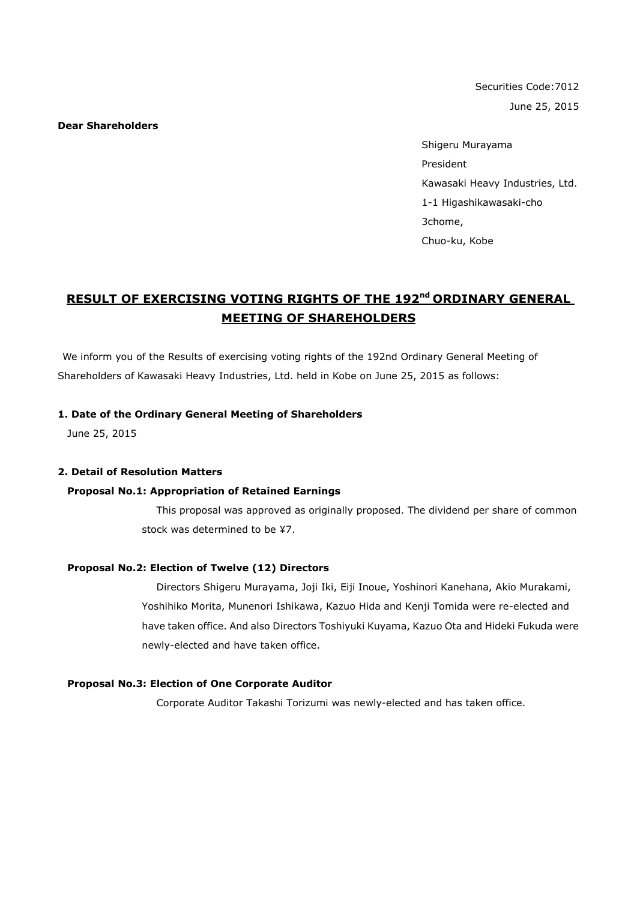Securities Code:7012

June 25, 2015

**Dear Shareholders**

Shigeru Murayama
President
Kawasaki Heavy Industries, Ltd.
1-1 Higashikawasaki-cho
3chome,
Chuo-ku, Kobe

# RESULT OF EXERCISING VOTING RIGHTS OF THE 192nd ORDINARY GENERAL MEETING OF SHAREHOLDERS

We inform you of the Results of exercising voting rights of the 192nd Ordinary General Meeting of Shareholders of Kawasaki Heavy Industries, Ltd. held in Kobe on June 25, 2015 as follows:

### 1. Date of the Ordinary General Meeting of Shareholders

June 25, 2015

### 2. Detail of Resolution Matters

**Proposal No.1: Appropriation of Retained Earnings**

This proposal was approved as originally proposed. The dividend per share of common stock was determined to be ¥7.

**Proposal No.2: Election of Twelve (12) Directors**

Directors Shigeru Murayama, Joji Iki, Eiji Inoue, Yoshinori Kanehana, Akio Murakami, Yoshihiko Morita, Munenori Ishikawa, Kazuo Hida and Kenji Tomida were re-elected and have taken office. And also Directors Toshiyuki Kuyama, Kazuo Ota and Hideki Fukuda were newly-elected and have taken office.

**Proposal No.3: Election of One Corporate Auditor**

Corporate Auditor Takashi Torizumi was newly-elected and has taken office.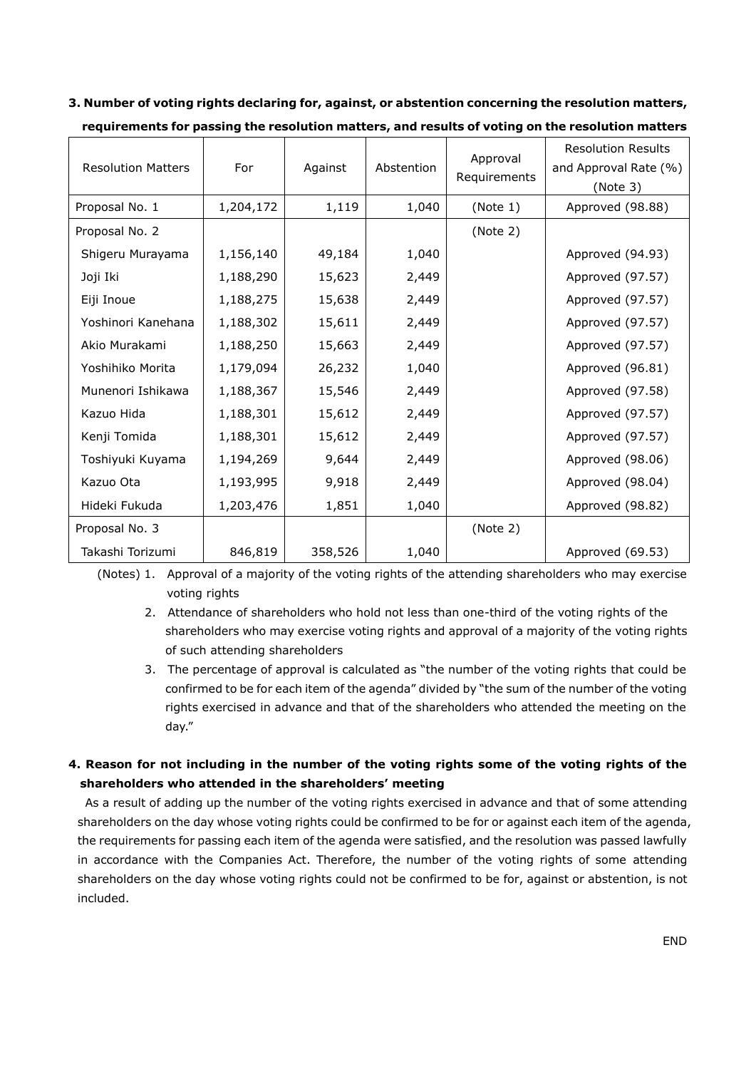**3. Number of voting rights declaring for, against, or abstention concerning the resolution matters, requirements for passing the resolution matters, and results of voting on the resolution matters**

| Resolution Matters | For | Against | Abstention | Approval Requirements | Resolution Results and Approval Rate (%) (Note 3) |
|---|---|---|---|---|---|
| Proposal No. 1 | 1,204,172 | 1,119 | 1,040 | (Note 1) | Approved (98.88) |
| Proposal No. 2 | | | | (Note 2) | |
| Shigeru Murayama | 1,156,140 | 49,184 | 1,040 | | Approved (94.93) |
| Joji Iki | 1,188,290 | 15,623 | 2,449 | | Approved (97.57) |
| Eiji Inoue | 1,188,275 | 15,638 | 2,449 | | Approved (97.57) |
| Yoshinori Kanehana | 1,188,302 | 15,611 | 2,449 | | Approved (97.57) |
| Akio Murakami | 1,188,250 | 15,663 | 2,449 | | Approved (97.57) |
| Yoshihiko Morita | 1,179,094 | 26,232 | 1,040 | | Approved (96.81) |
| Munenori Ishikawa | 1,188,367 | 15,546 | 2,449 | | Approved (97.58) |
| Kazuo Hida | 1,188,301 | 15,612 | 2,449 | | Approved (97.57) |
| Kenji Tomida | 1,188,301 | 15,612 | 2,449 | | Approved (97.57) |
| Toshiyuki Kuyama | 1,194,269 | 9,644 | 2,449 | | Approved (98.06) |
| Kazuo Ota | 1,193,995 | 9,918 | 2,449 | | Approved (98.04) |
| Hideki Fukuda | 1,203,476 | 1,851 | 1,040 | | Approved (98.82) |
| Proposal No. 3 | | | | (Note 2) | |
| Takashi Torizumi | 846,819 | 358,526 | 1,040 | | Approved (69.53) |

(Notes) 1. Approval of a majority of the voting rights of the attending shareholders who may exercise voting rights

2. Attendance of shareholders who hold not less than one-third of the voting rights of the shareholders who may exercise voting rights and approval of a majority of the voting rights of such attending shareholders

3. The percentage of approval is calculated as "the number of the voting rights that could be confirmed to be for each item of the agenda" divided by "the sum of the number of the voting rights exercised in advance and that of the shareholders who attended the meeting on the day."

**4. Reason for not including in the number of the voting rights some of the voting rights of the shareholders who attended in the shareholders' meeting**

As a result of adding up the number of the voting rights exercised in advance and that of some attending shareholders on the day whose voting rights could be confirmed to be for or against each item of the agenda, the requirements for passing each item of the agenda were satisfied, and the resolution was passed lawfully in accordance with the Companies Act. Therefore, the number of the voting rights of some attending shareholders on the day whose voting rights could not be confirmed to be for, against or abstention, is not included.

END